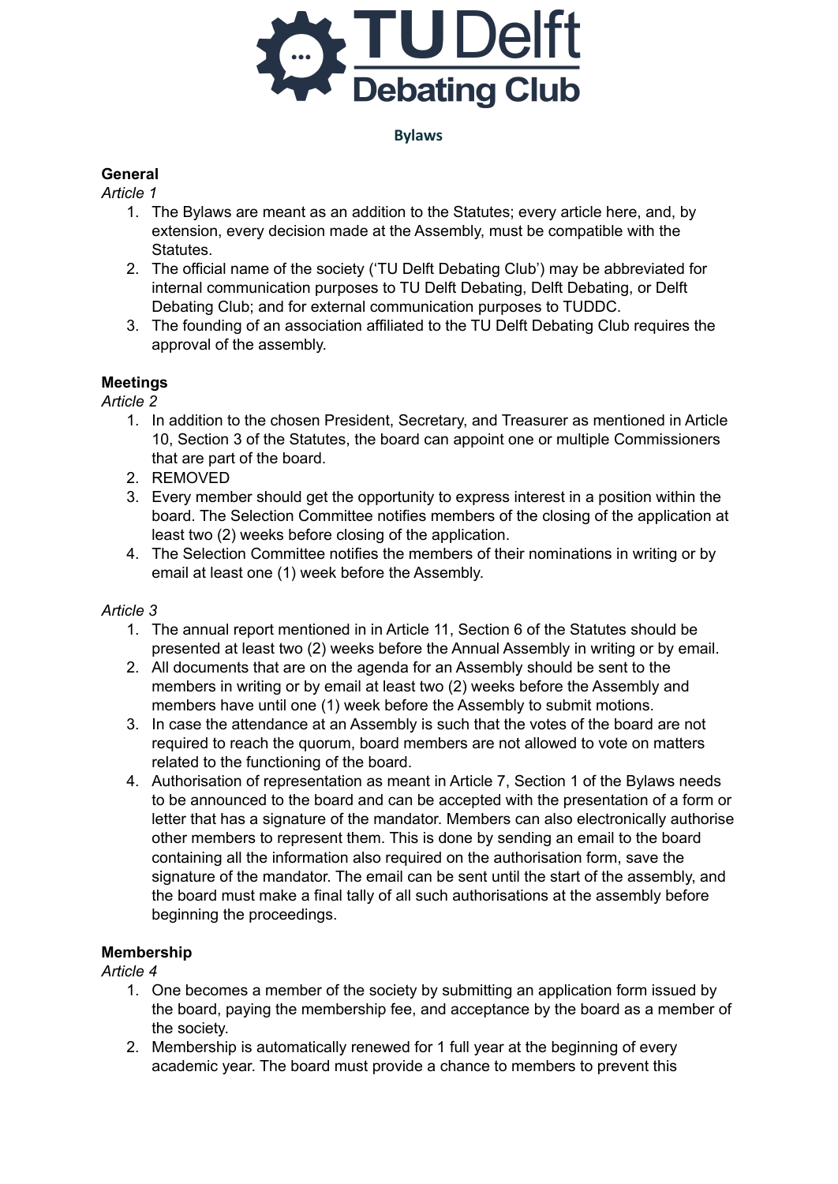# TU Delft Debating Club

## Bylaws

**General**

*Article 1*

1. The Bylaws are meant as an addition to the Statutes; every article here, and, by extension, every decision made at the Assembly, must be compatible with the Statutes.
2. The official name of the society ('TU Delft Debating Club') may be abbreviated for internal communication purposes to TU Delft Debating, Delft Debating, or Delft Debating Club; and for external communication purposes to TUDDC.
3. The founding of an association affiliated to the TU Delft Debating Club requires the approval of the assembly.

**Meetings**

*Article 2*

1. In addition to the chosen President, Secretary, and Treasurer as mentioned in Article 10, Section 3 of the Statutes, the board can appoint one or multiple Commissioners that are part of the board.
2. REMOVED
3. Every member should get the opportunity to express interest in a position within the board. The Selection Committee notifies members of the closing of the application at least two (2) weeks before closing of the application.
4. The Selection Committee notifies the members of their nominations in writing or by email at least one (1) week before the Assembly.

*Article 3*

1. The annual report mentioned in in Article 11, Section 6 of the Statutes should be presented at least two (2) weeks before the Annual Assembly in writing or by email.
2. All documents that are on the agenda for an Assembly should be sent to the members in writing or by email at least two (2) weeks before the Assembly and members have until one (1) week before the Assembly to submit motions.
3. In case the attendance at an Assembly is such that the votes of the board are not required to reach the quorum, board members are not allowed to vote on matters related to the functioning of the board.
4. Authorisation of representation as meant in Article 7, Section 1 of the Bylaws needs to be announced to the board and can be accepted with the presentation of a form or letter that has a signature of the mandator. Members can also electronically authorise other members to represent them. This is done by sending an email to the board containing all the information also required on the authorisation form, save the signature of the mandator. The email can be sent until the start of the assembly, and the board must make a final tally of all such authorisations at the assembly before beginning the proceedings.

**Membership**

*Article 4*

1. One becomes a member of the society by submitting an application form issued by the board, paying the membership fee, and acceptance by the board as a member of the society.
2. Membership is automatically renewed for 1 full year at the beginning of every academic year. The board must provide a chance to members to prevent this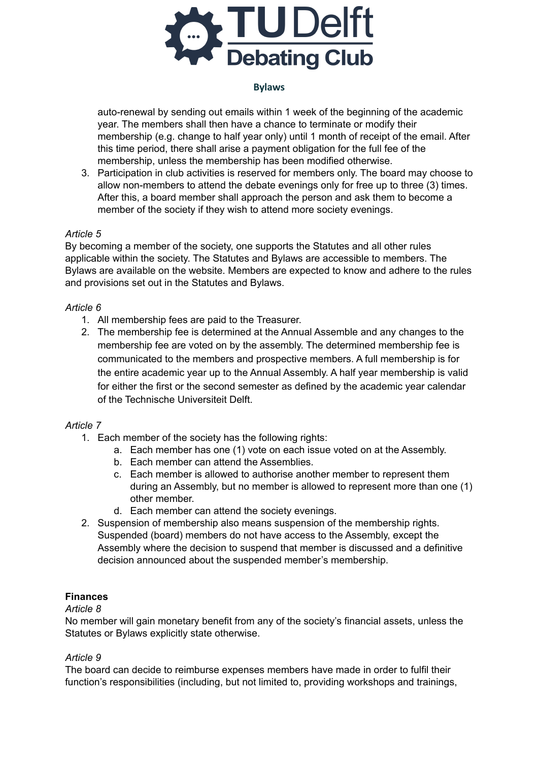auto-renewal by sending out emails within 1 week of the beginning of the academic year. The members shall then have a chance to terminate or modify their membership (e.g. change to half year only) until 1 month of receipt of the email. After this time period, there shall arise a payment obligation for the full fee of the membership, unless the membership has been modified otherwise.

3. Participation in club activities is reserved for members only. The board may choose to allow non-members to attend the debate evenings only for free up to three (3) times. After this, a board member shall approach the person and ask them to become a member of the society if they wish to attend more society evenings.

*Article 5*

By becoming a member of the society, one supports the Statutes and all other rules applicable within the society. The Statutes and Bylaws are accessible to members. The Bylaws are available on the website. Members are expected to know and adhere to the rules and provisions set out in the Statutes and Bylaws.

*Article 6*

1. All membership fees are paid to the Treasurer.
2. The membership fee is determined at the Annual Assemble and any changes to the membership fee are voted on by the assembly. The determined membership fee is communicated to the members and prospective members. A full membership is for the entire academic year up to the Annual Assembly. A half year membership is valid for either the first or the second semester as defined by the academic year calendar of the Technische Universiteit Delft.

*Article 7*

1. Each member of the society has the following rights:
   a. Each member has one (1) vote on each issue voted on at the Assembly.
   b. Each member can attend the Assemblies.
   c. Each member is allowed to authorise another member to represent them during an Assembly, but no member is allowed to represent more than one (1) other member.
   d. Each member can attend the society evenings.
2. Suspension of membership also means suspension of the membership rights. Suspended (board) members do not have access to the Assembly, except the Assembly where the decision to suspend that member is discussed and a definitive decision announced about the suspended member's membership.

**Finances**

*Article 8*

No member will gain monetary benefit from any of the society's financial assets, unless the Statutes or Bylaws explicitly state otherwise.

*Article 9*

The board can decide to reimburse expenses members have made in order to fulfil their function's responsibilities (including, but not limited to, providing workshops and trainings,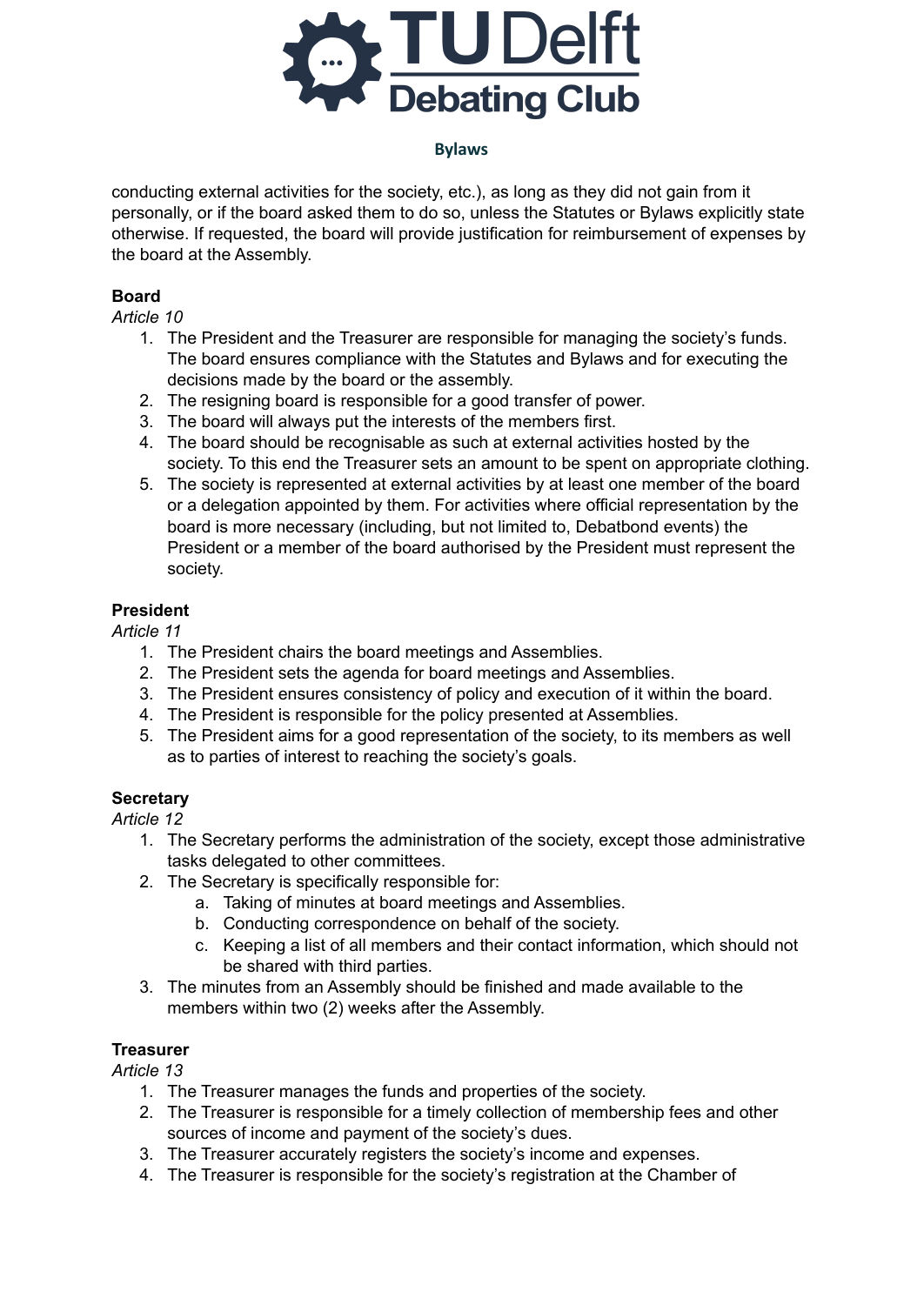conducting external activities for the society, etc.), as long as they did not gain from it personally, or if the board asked them to do so, unless the Statutes or Bylaws explicitly state otherwise. If requested, the board will provide justification for reimbursement of expenses by the board at the Assembly.

**Board**

*Article 10*

1. The President and the Treasurer are responsible for managing the society's funds. The board ensures compliance with the Statutes and Bylaws and for executing the decisions made by the board or the assembly.
2. The resigning board is responsible for a good transfer of power.
3. The board will always put the interests of the members first.
4. The board should be recognisable as such at external activities hosted by the society. To this end the Treasurer sets an amount to be spent on appropriate clothing.
5. The society is represented at external activities by at least one member of the board or a delegation appointed by them. For activities where official representation by the board is more necessary (including, but not limited to, Debatbond events) the President or a member of the board authorised by the President must represent the society.

**President**

*Article 11*

1. The President chairs the board meetings and Assemblies.
2. The President sets the agenda for board meetings and Assemblies.
3. The President ensures consistency of policy and execution of it within the board.
4. The President is responsible for the policy presented at Assemblies.
5. The President aims for a good representation of the society, to its members as well as to parties of interest to reaching the society's goals.

**Secretary**

*Article 12*

1. The Secretary performs the administration of the society, except those administrative tasks delegated to other committees.
2. The Secretary is specifically responsible for:
   a. Taking of minutes at board meetings and Assemblies.
   b. Conducting correspondence on behalf of the society.
   c. Keeping a list of all members and their contact information, which should not be shared with third parties.
3. The minutes from an Assembly should be finished and made available to the members within two (2) weeks after the Assembly.

**Treasurer**

*Article 13*

1. The Treasurer manages the funds and properties of the society.
2. The Treasurer is responsible for a timely collection of membership fees and other sources of income and payment of the society's dues.
3. The Treasurer accurately registers the society's income and expenses.
4. The Treasurer is responsible for the society's registration at the Chamber of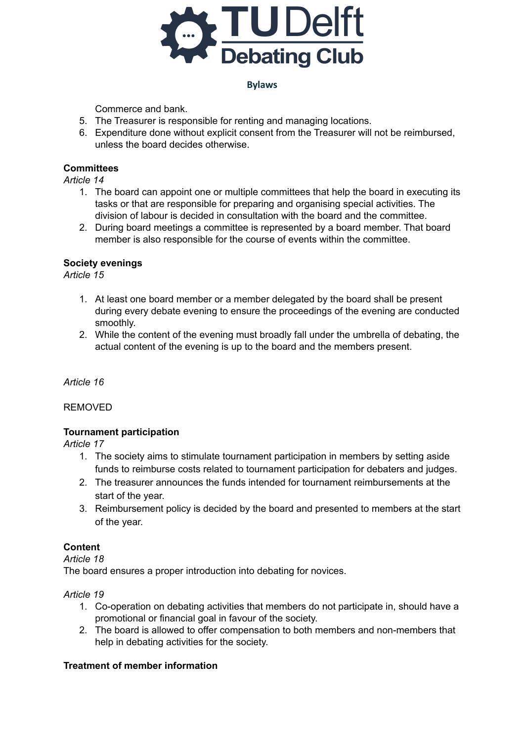Commerce and bank.

5. The Treasurer is responsible for renting and managing locations.
6. Expenditure done without explicit consent from the Treasurer will not be reimbursed, unless the board decides otherwise.

**Committees**

*Article 14*

1. The board can appoint one or multiple committees that help the board in executing its tasks or that are responsible for preparing and organising special activities. The division of labour is decided in consultation with the board and the committee.
2. During board meetings a committee is represented by a board member. That board member is also responsible for the course of events within the committee.

**Society evenings**

*Article 15*

1. At least one board member or a member delegated by the board shall be present during every debate evening to ensure the proceedings of the evening are conducted smoothly.
2. While the content of the evening must broadly fall under the umbrella of debating, the actual content of the evening is up to the board and the members present.

*Article 16*

REMOVED

**Tournament participation**

*Article 17*

1. The society aims to stimulate tournament participation in members by setting aside funds to reimburse costs related to tournament participation for debaters and judges.
2. The treasurer announces the funds intended for tournament reimbursements at the start of the year.
3. Reimbursement policy is decided by the board and presented to members at the start of the year.

**Content**

*Article 18*

The board ensures a proper introduction into debating for novices.

*Article 19*

1. Co-operation on debating activities that members do not participate in, should have a promotional or financial goal in favour of the society.
2. The board is allowed to offer compensation to both members and non-members that help in debating activities for the society.

**Treatment of member information**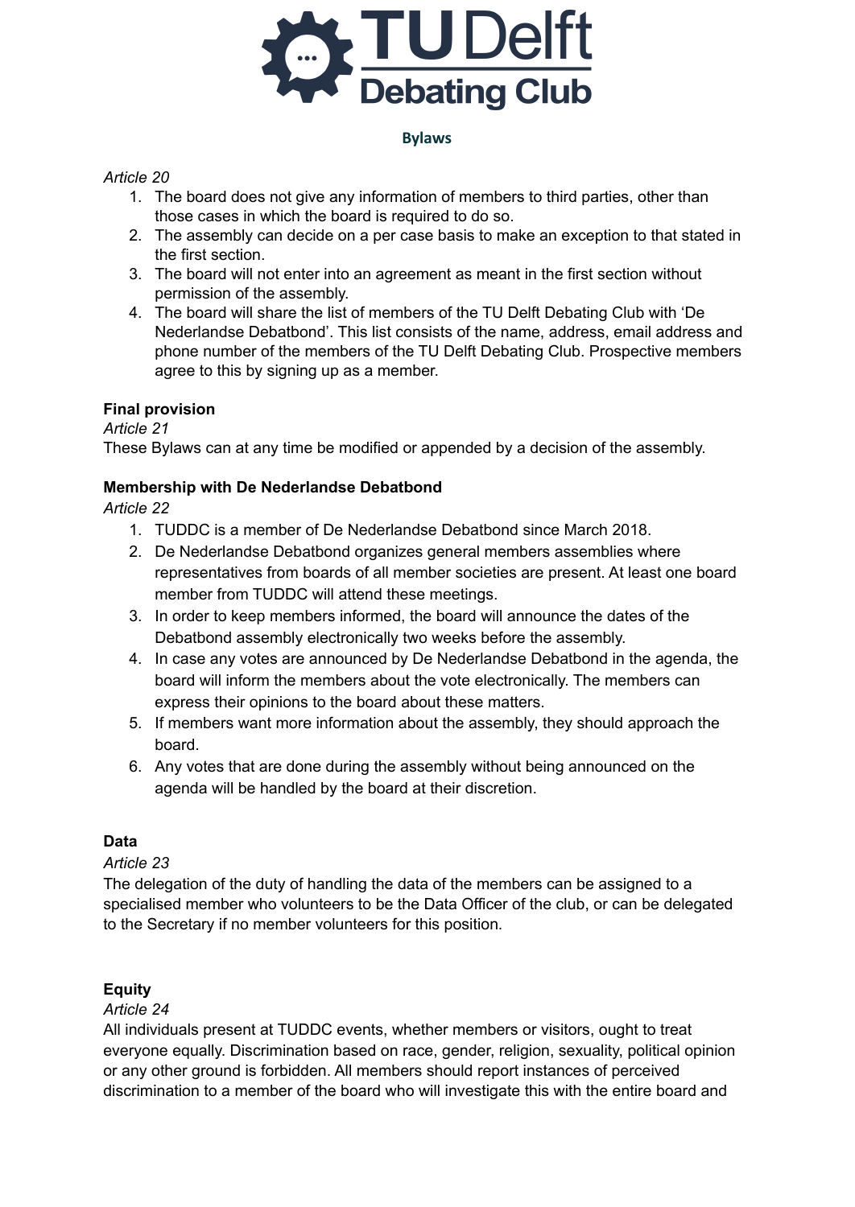*Article 20*

1. The board does not give any information of members to third parties, other than those cases in which the board is required to do so.
2. The assembly can decide on a per case basis to make an exception to that stated in the first section.
3. The board will not enter into an agreement as meant in the first section without permission of the assembly.
4. The board will share the list of members of the TU Delft Debating Club with 'De Nederlandse Debatbond'. This list consists of the name, address, email address and phone number of the members of the TU Delft Debating Club. Prospective members agree to this by signing up as a member.

**Final provision**

*Article 21*

These Bylaws can at any time be modified or appended by a decision of the assembly.

**Membership with De Nederlandse Debatbond**

*Article 22*

1. TUDDC is a member of De Nederlandse Debatbond since March 2018.
2. De Nederlandse Debatbond organizes general members assemblies where representatives from boards of all member societies are present. At least one board member from TUDDC will attend these meetings.
3. In order to keep members informed, the board will announce the dates of the Debatbond assembly electronically two weeks before the assembly.
4. In case any votes are announced by De Nederlandse Debatbond in the agenda, the board will inform the members about the vote electronically. The members can express their opinions to the board about these matters.
5. If members want more information about the assembly, they should approach the board.
6. Any votes that are done during the assembly without being announced on the agenda will be handled by the board at their discretion.

**Data**

*Article 23*

The delegation of the duty of handling the data of the members can be assigned to a specialised member who volunteers to be the Data Officer of the club, or can be delegated to the Secretary if no member volunteers for this position.

**Equity**

*Article 24*

All individuals present at TUDDC events, whether members or visitors, ought to treat everyone equally. Discrimination based on race, gender, religion, sexuality, political opinion or any other ground is forbidden. All members should report instances of perceived discrimination to a member of the board who will investigate this with the entire board and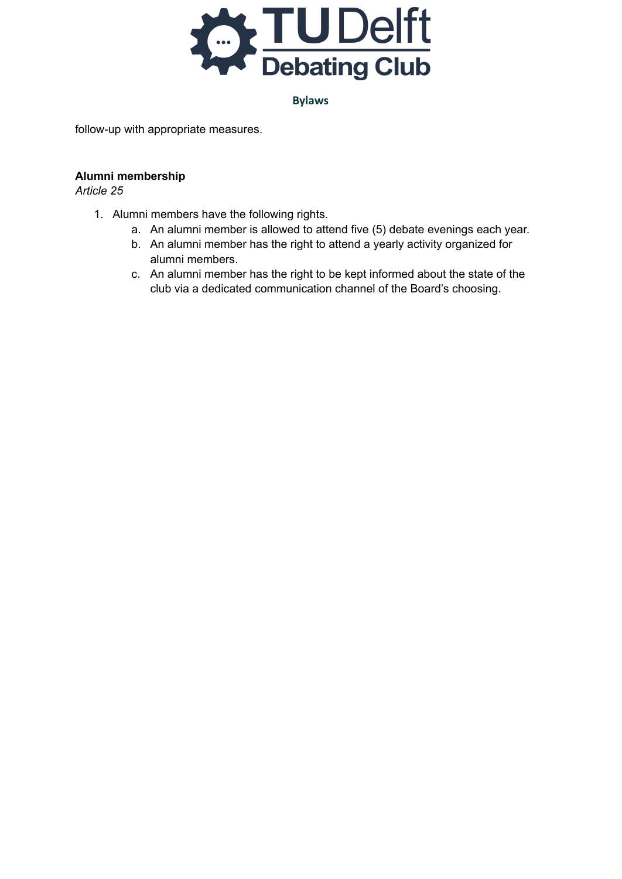follow-up with appropriate measures.

**Alumni membership**

*Article 25*

1. Alumni members have the following rights.
    a. An alumni member is allowed to attend five (5) debate evenings each year.
    b. An alumni member has the right to attend a yearly activity organized for alumni members.
    c. An alumni member has the right to be kept informed about the state of the club via a dedicated communication channel of the Board's choosing.